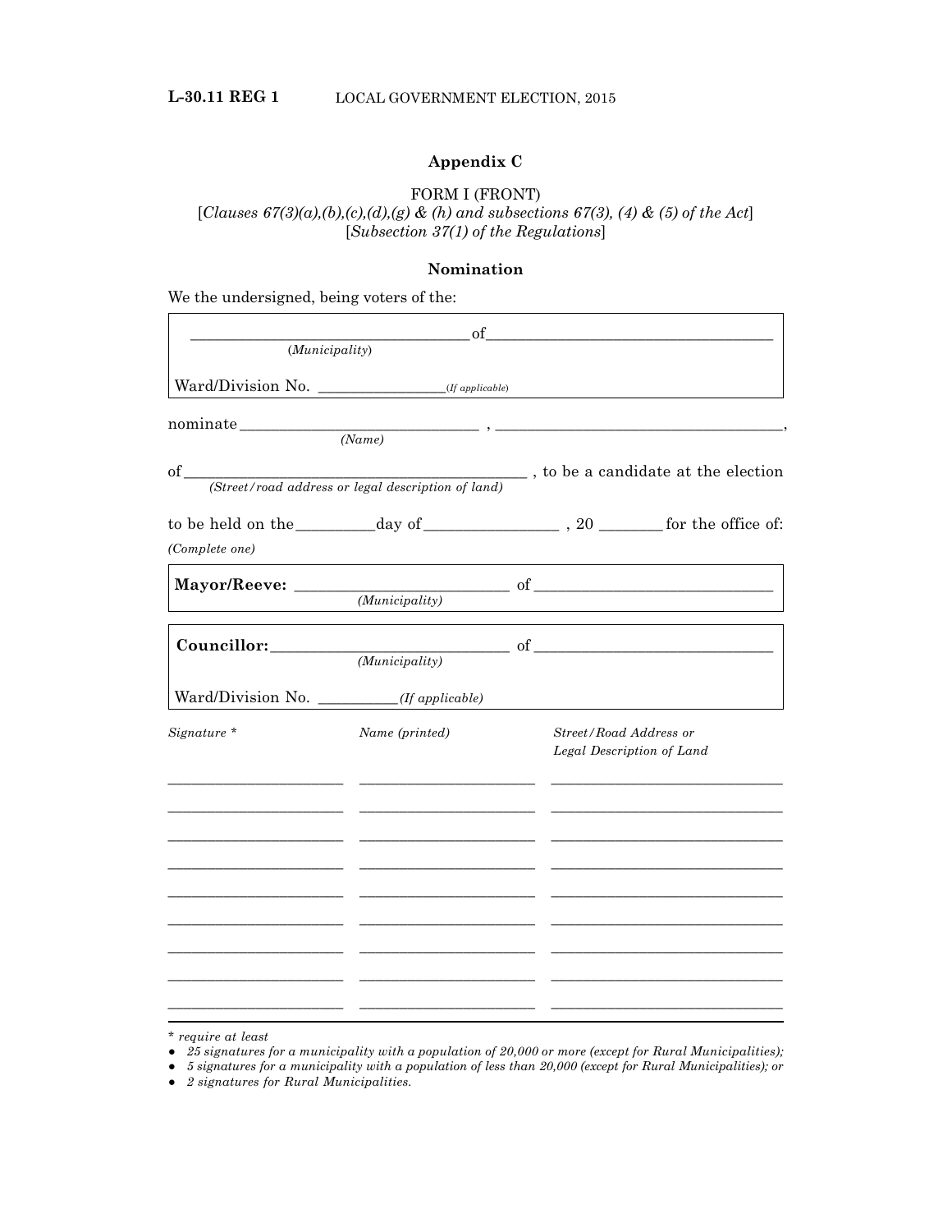## Appendix C

FORM I (FRONT)
[*Clauses 67(3)(a),(b),(c),(d),(g) & (h) and subsections 67(3), (4) & (5) of the Act*]
[*Subsection 37(1) of the Regulations*]

### Nomination

We the undersigned, being voters of the:

__________________________________ of ____________________________________
(*Municipality*)

Ward/Division No. ________________ (*If applicable*)

nominate ______________________________ , ____________________________________,
(*Name*)

of ____________________________________________ , to be a candidate at the election
(*Street/road address or legal description of land*)

to be held on the _________ day of ________________ , 20 _______ for the office of:

(*Complete one*)

**Mayor/Reeve:** __________________________ of ______________________________
(*Municipality*)

**Councillor:** ______________________________ of ______________________________
(*Municipality*)

Ward/Division No. __________ (*If applicable*)

| *Signature \** | *Name (printed)* | *Street/Road Address or Legal Description of Land* |
|---|---|---|
| | | |
| | | |
| | | |
| | | |
| | | |
| | | |
| | | |
| | | |
| | | |

\* *require at least*

- *25 signatures for a municipality with a population of 20,000 or more (except for Rural Municipalities);*
- *5 signatures for a municipality with a population of less than 20,000 (except for Rural Municipalities); or*
- *2 signatures for Rural Municipalities.*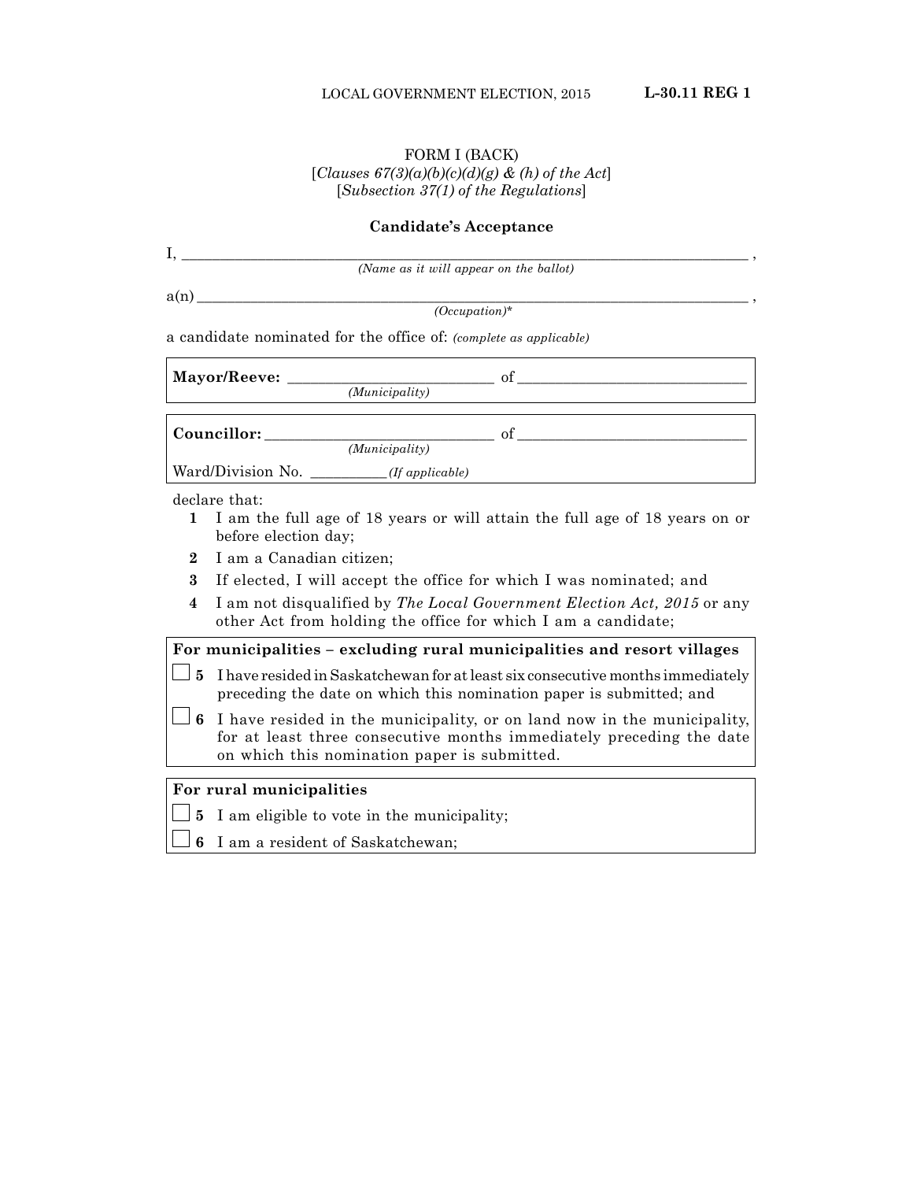FORM I (BACK)
[*Clauses 67(3)(a)(b)(c)(d)(g) & (h) of the Act*]
[*Subsection 37(1) of the Regulations*]

**Candidate's Acceptance**

I, ______________________________________________________________________ ,
*(Name as it will appear on the ballot)*

a(n) ____________________________________________________________________ ,
*(Occupation)**

a candidate nominated for the office of: *(complete as applicable)*

**Mayor/Reeve:** __________________________ of ______________________________
*(Municipality)*

**Councillor:** ______________________________ of ______________________________
*(Municipality)*

Ward/Division No. __________*(If applicable)*

declare that:

**1** I am the full age of 18 years or will attain the full age of 18 years on or before election day;

**2** I am a Canadian citizen;

**3** If elected, I will accept the office for which I was nominated; and

**4** I am not disqualified by *The Local Government Election Act, 2015* or any other Act from holding the office for which I am a candidate;

**For municipalities – excluding rural municipalities and resort villages**

☐ **5** I have resided in Saskatchewan for at least six consecutive months immediately preceding the date on which this nomination paper is submitted; and

☐ **6** I have resided in the municipality, or on land now in the municipality, for at least three consecutive months immediately preceding the date on which this nomination paper is submitted.

**For rural municipalities**

☐ **5** I am eligible to vote in the municipality;

☐ **6** I am a resident of Saskatchewan;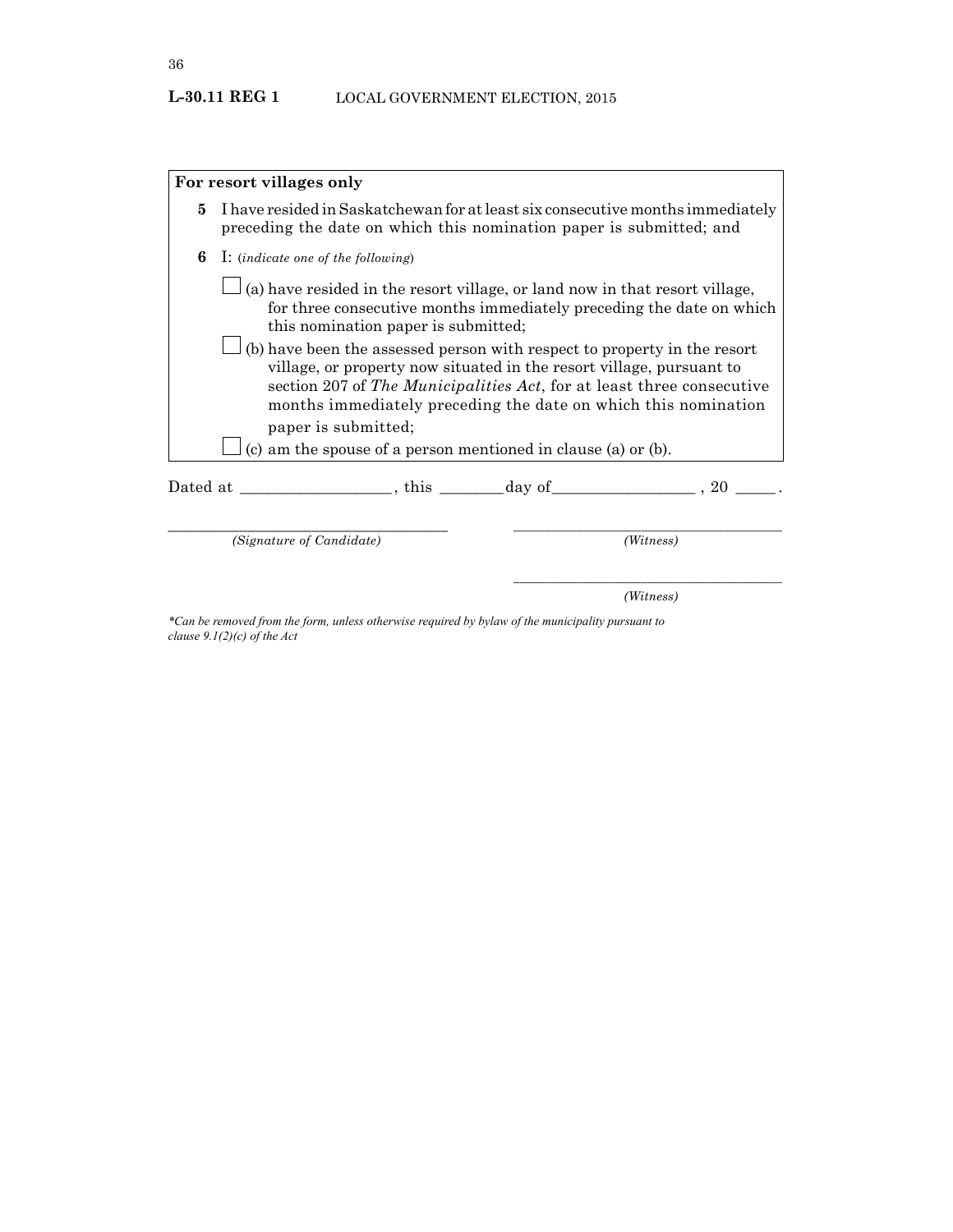**For resort villages only**

**5** I have resided in Saskatchewan for at least six consecutive months immediately preceding the date on which this nomination paper is submitted; and

**6** I: (*indicate one of the following*)

☐ (a) have resided in the resort village, or land now in that resort village, for three consecutive months immediately preceding the date on which this nomination paper is submitted;

☐ (b) have been the assessed person with respect to property in the resort village, or property now situated in the resort village, pursuant to section 207 of *The Municipalities Act*, for at least three consecutive months immediately preceding the date on which this nomination paper is submitted;

☐ (c) am the spouse of a person mentioned in clause (a) or (b).

Dated at ___________________, this ________day of__________________ , 20 _____.

____________________________________
*(Signature of Candidate)*

____________________________________
*(Witness)*

____________________________________
*(Witness)*

*\*Can be removed from the form, unless otherwise required by bylaw of the municipality pursuant to clause 9.1(2)(c) of the Act*